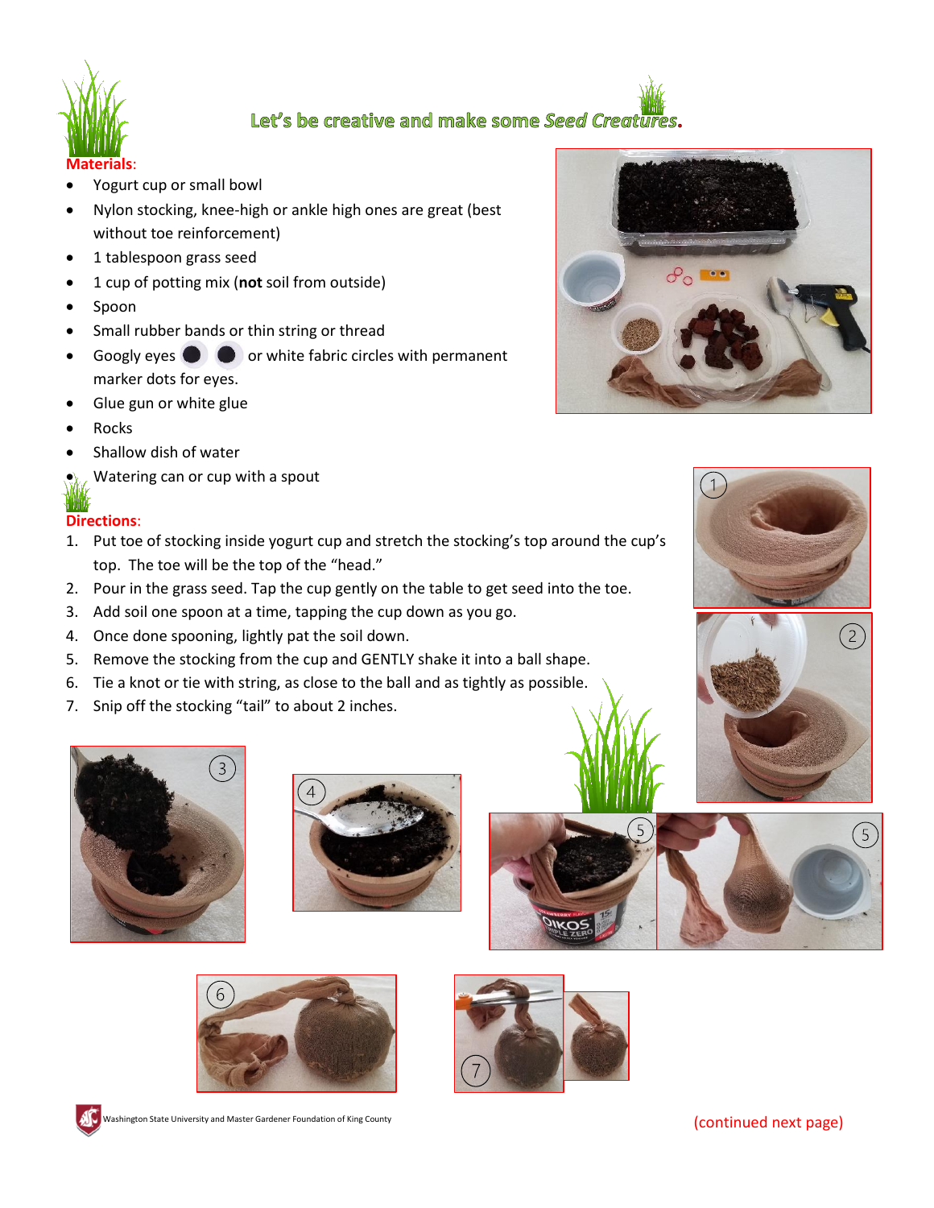# Let's be creative and make some *Seed Creatures*.

**Materials**:

- Yogurt cup or small bowl
- Nylon stocking, knee-high or ankle high ones are great (best without toe reinforcement)
- 1 tablespoon grass seed
- 1 cup of potting mix (**not** soil from outside)
- Spoon
- Small rubber bands or thin string or thread
- Googly eyes or white fabric circles with permanent marker dots for eyes.
- Glue gun or white glue
- Rocks
- Shallow dish of water
- Watering can or cup with a spout

**Directions**:

1. Put toe of stocking inside yogurt cup and stretch the stocking's top around the cup's top. The toe will be the top of the "head."
2. Pour in the grass seed. Tap the cup gently on the table to get seed into the toe.
3. Add soil one spoon at a time, tapping the cup down as you go.
4. Once done spooning, lightly pat the soil down.
5. Remove the stocking from the cup and GENTLY shake it into a ball shape.
6. Tie a knot or tie with string, as close to the ball and as tightly as possible.
7. Snip off the stocking "tail" to about 2 inches.

Washington State University and Master Gardener Foundation of King County

(continued next page)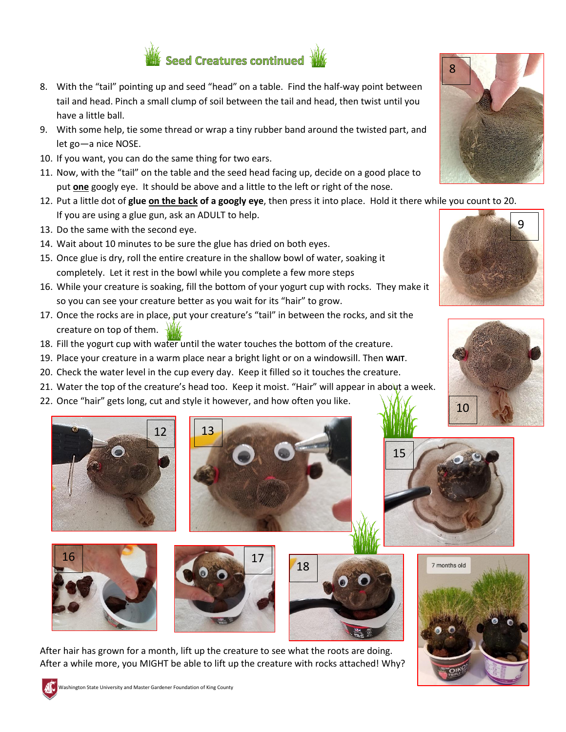# Seed Creatures continued

8. With the "tail" pointing up and seed "head" on a table. Find the half-way point between tail and head. Pinch a small clump of soil between the tail and head, then twist until you have a little ball.
9. With some help, tie some thread or wrap a tiny rubber band around the twisted part, and let go—a nice NOSE.
10. If you want, you can do the same thing for two ears.
11. Now, with the "tail" on the table and the seed head facing up, decide on a good place to put **one** googly eye. It should be above and a little to the left or right of the nose.
12. Put a little dot of **glue on the back of a googly eye**, then press it into place. Hold it there while you count to 20. If you are using a glue gun, ask an ADULT to help.
13. Do the same with the second eye.
14. Wait about 10 minutes to be sure the glue has dried on both eyes.
15. Once glue is dry, roll the entire creature in the shallow bowl of water, soaking it completely. Let it rest in the bowl while you complete a few more steps
16. While your creature is soaking, fill the bottom of your yogurt cup with rocks. They make it so you can see your creature better as you wait for its "hair" to grow.
17. Once the rocks are in place, put your creature's "tail" in between the rocks, and sit the creature on top of them.
18. Fill the yogurt cup with water until the water touches the bottom of the creature.
19. Place your creature in a warm place near a bright light or on a windowsill. Then **WAIT**.
20. Check the water level in the cup every day. Keep it filled so it touches the creature.
21. Water the top of the creature's head too. Keep it moist. "Hair" will appear in about a week.
22. Once "hair" gets long, cut and style it however, and how often you like.

8

9

10

12

13

15

16

17

18

7 months old

After hair has grown for a month, lift up the creature to see what the roots are doing. After a while more, you MIGHT be able to lift up the creature with rocks attached! Why?

Washington State University and Master Gardener Foundation of King County